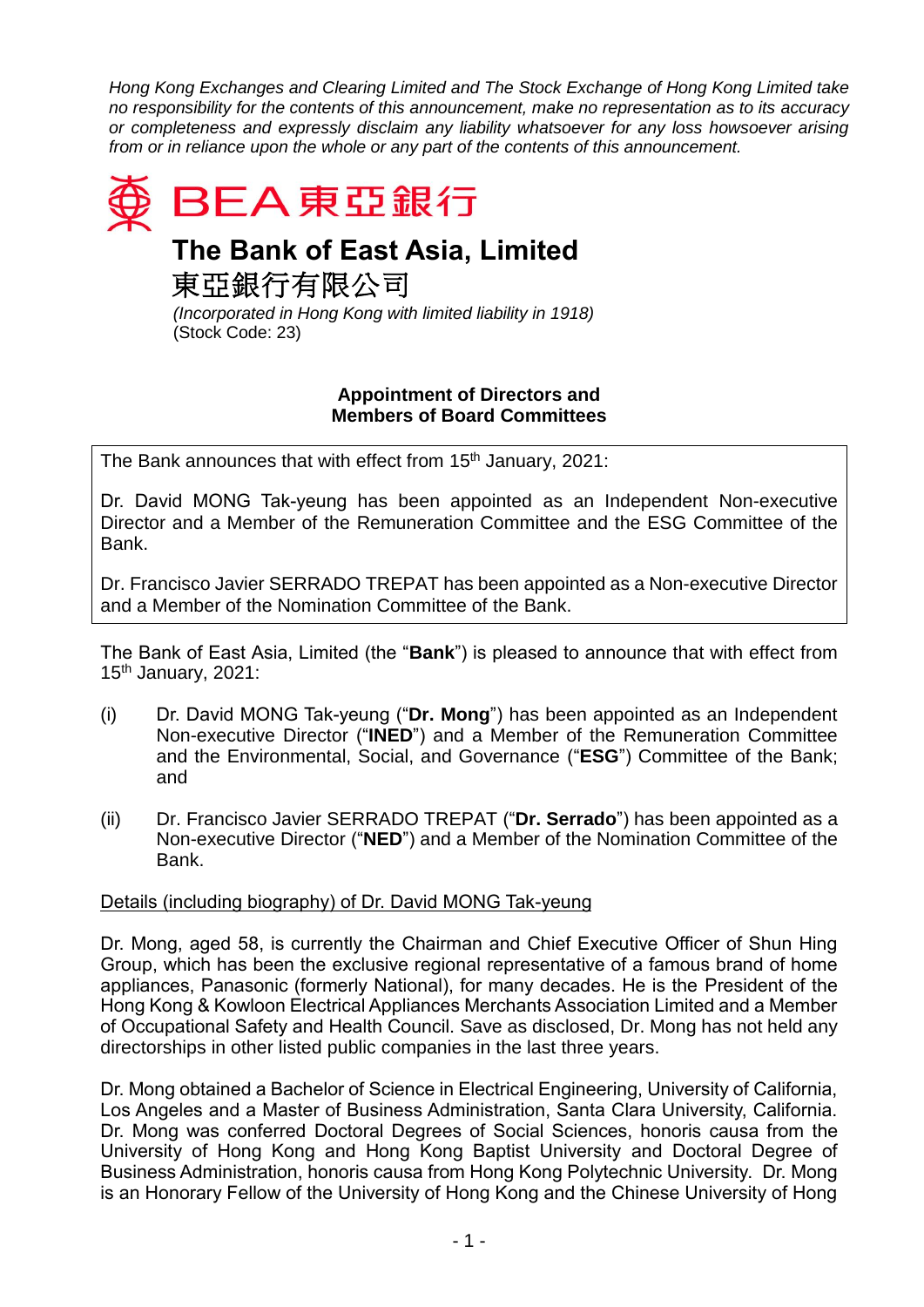*Hong Kong Exchanges and Clearing Limited and The Stock Exchange of Hong Kong Limited take no responsibility for the contents of this announcement, make no representation as to its accuracy or completeness and expressly disclaim any liability whatsoever for any loss howsoever arising from or in reliance upon the whole or any part of the contents of this announcement.*

BEA 東亞銀行

# The Bank of East Asia, Limited

# 東亞銀行有限公司

*(Incorporated in Hong Kong with limited liability in 1918)*
(Stock Code: 23)

## Appointment of Directors and Members of Board Committees

The Bank announces that with effect from 15th January, 2021:

Dr. David MONG Tak-yeung has been appointed as an Independent Non-executive Director and a Member of the Remuneration Committee and the ESG Committee of the Bank.

Dr. Francisco Javier SERRADO TREPAT has been appointed as a Non-executive Director and a Member of the Nomination Committee of the Bank.

The Bank of East Asia, Limited (the "**Bank**") is pleased to announce that with effect from 15th January, 2021:

(i) Dr. David MONG Tak-yeung ("**Dr. Mong**") has been appointed as an Independent Non-executive Director ("**INED**") and a Member of the Remuneration Committee and the Environmental, Social, and Governance ("**ESG**") Committee of the Bank; and

(ii) Dr. Francisco Javier SERRADO TREPAT ("**Dr. Serrado**") has been appointed as a Non-executive Director ("**NED**") and a Member of the Nomination Committee of the Bank.

Details (including biography) of Dr. David MONG Tak-yeung

Dr. Mong, aged 58, is currently the Chairman and Chief Executive Officer of Shun Hing Group, which has been the exclusive regional representative of a famous brand of home appliances, Panasonic (formerly National), for many decades. He is the President of the Hong Kong & Kowloon Electrical Appliances Merchants Association Limited and a Member of Occupational Safety and Health Council. Save as disclosed, Dr. Mong has not held any directorships in other listed public companies in the last three years.

Dr. Mong obtained a Bachelor of Science in Electrical Engineering, University of California, Los Angeles and a Master of Business Administration, Santa Clara University, California. Dr. Mong was conferred Doctoral Degrees of Social Sciences, honoris causa from the University of Hong Kong and Hong Kong Baptist University and Doctoral Degree of Business Administration, honoris causa from Hong Kong Polytechnic University. Dr. Mong is an Honorary Fellow of the University of Hong Kong and the Chinese University of Hong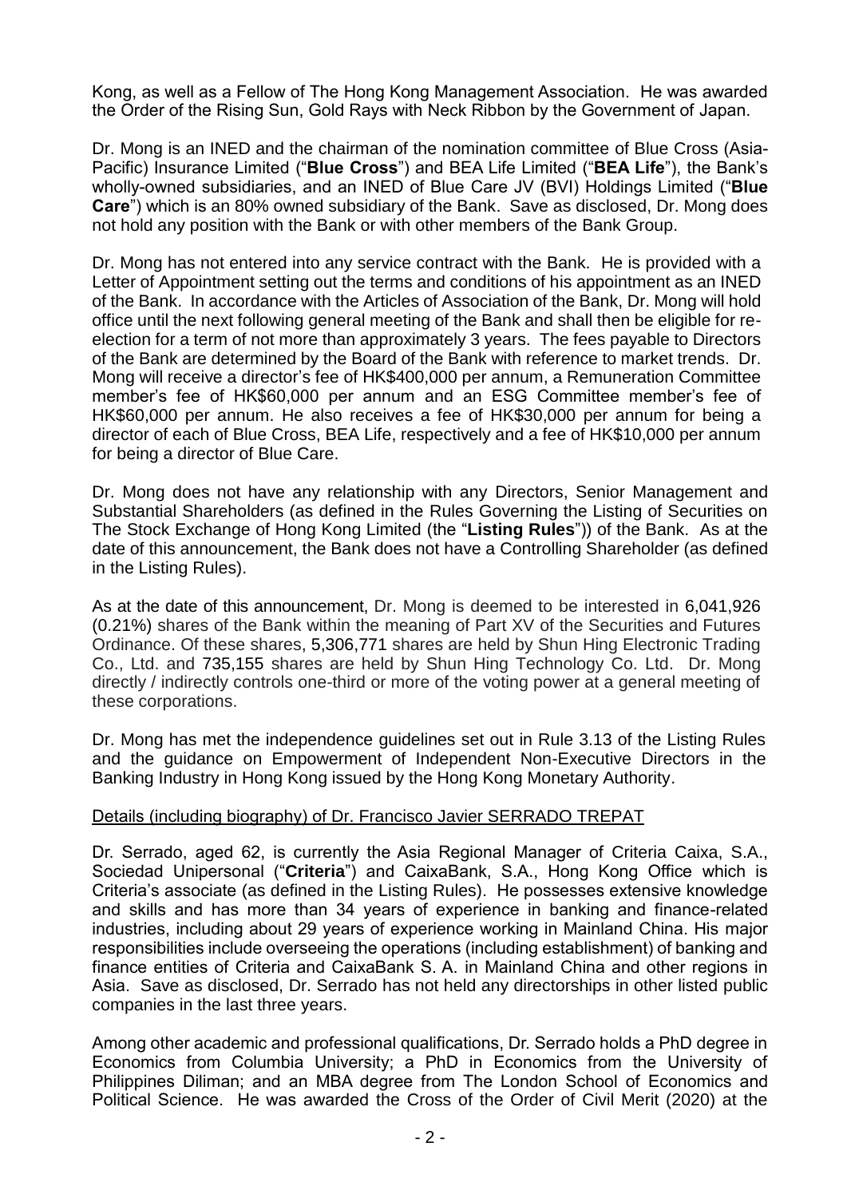Kong, as well as a Fellow of The Hong Kong Management Association. He was awarded the Order of the Rising Sun, Gold Rays with Neck Ribbon by the Government of Japan.

Dr. Mong is an INED and the chairman of the nomination committee of Blue Cross (Asia-Pacific) Insurance Limited ("**Blue Cross**") and BEA Life Limited ("**BEA Life**"), the Bank's wholly-owned subsidiaries, and an INED of Blue Care JV (BVI) Holdings Limited ("**Blue Care**") which is an 80% owned subsidiary of the Bank. Save as disclosed, Dr. Mong does not hold any position with the Bank or with other members of the Bank Group.

Dr. Mong has not entered into any service contract with the Bank. He is provided with a Letter of Appointment setting out the terms and conditions of his appointment as an INED of the Bank. In accordance with the Articles of Association of the Bank, Dr. Mong will hold office until the next following general meeting of the Bank and shall then be eligible for re-election for a term of not more than approximately 3 years. The fees payable to Directors of the Bank are determined by the Board of the Bank with reference to market trends. Dr. Mong will receive a director's fee of HK$400,000 per annum, a Remuneration Committee member's fee of HK$60,000 per annum and an ESG Committee member's fee of HK$60,000 per annum. He also receives a fee of HK$30,000 per annum for being a director of each of Blue Cross, BEA Life, respectively and a fee of HK$10,000 per annum for being a director of Blue Care.

Dr. Mong does not have any relationship with any Directors, Senior Management and Substantial Shareholders (as defined in the Rules Governing the Listing of Securities on The Stock Exchange of Hong Kong Limited (the "**Listing Rules**")) of the Bank. As at the date of this announcement, the Bank does not have a Controlling Shareholder (as defined in the Listing Rules).

As at the date of this announcement, Dr. Mong is deemed to be interested in 6,041,926 (0.21%) shares of the Bank within the meaning of Part XV of the Securities and Futures Ordinance. Of these shares, 5,306,771 shares are held by Shun Hing Electronic Trading Co., Ltd. and 735,155 shares are held by Shun Hing Technology Co. Ltd. Dr. Mong directly / indirectly controls one-third or more of the voting power at a general meeting of these corporations.

Dr. Mong has met the independence guidelines set out in Rule 3.13 of the Listing Rules and the guidance on Empowerment of Independent Non-Executive Directors in the Banking Industry in Hong Kong issued by the Hong Kong Monetary Authority.

Details (including biography) of Dr. Francisco Javier SERRADO TREPAT

Dr. Serrado, aged 62, is currently the Asia Regional Manager of Criteria Caixa, S.A., Sociedad Unipersonal ("**Criteria**") and CaixaBank, S.A., Hong Kong Office which is Criteria's associate (as defined in the Listing Rules). He possesses extensive knowledge and skills and has more than 34 years of experience in banking and finance-related industries, including about 29 years of experience working in Mainland China. His major responsibilities include overseeing the operations (including establishment) of banking and finance entities of Criteria and CaixaBank S. A. in Mainland China and other regions in Asia. Save as disclosed, Dr. Serrado has not held any directorships in other listed public companies in the last three years.

Among other academic and professional qualifications, Dr. Serrado holds a PhD degree in Economics from Columbia University; a PhD in Economics from the University of Philippines Diliman; and an MBA degree from The London School of Economics and Political Science. He was awarded the Cross of the Order of Civil Merit (2020) at the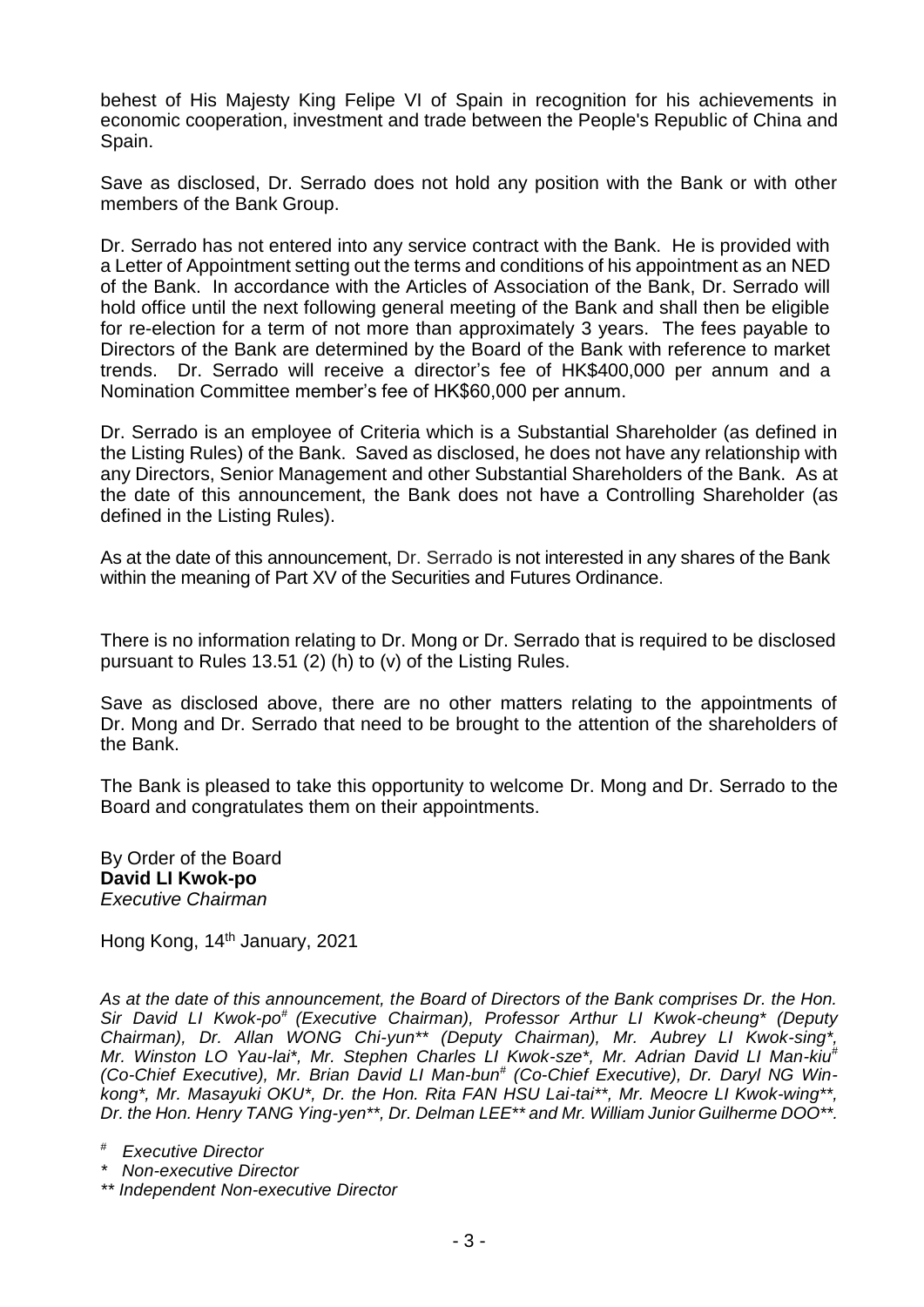behest of His Majesty King Felipe VI of Spain in recognition for his achievements in economic cooperation, investment and trade between the People's Republic of China and Spain.

Save as disclosed, Dr. Serrado does not hold any position with the Bank or with other members of the Bank Group.

Dr. Serrado has not entered into any service contract with the Bank. He is provided with a Letter of Appointment setting out the terms and conditions of his appointment as an NED of the Bank. In accordance with the Articles of Association of the Bank, Dr. Serrado will hold office until the next following general meeting of the Bank and shall then be eligible for re-election for a term of not more than approximately 3 years. The fees payable to Directors of the Bank are determined by the Board of the Bank with reference to market trends. Dr. Serrado will receive a director's fee of HK$400,000 per annum and a Nomination Committee member's fee of HK$60,000 per annum.

Dr. Serrado is an employee of Criteria which is a Substantial Shareholder (as defined in the Listing Rules) of the Bank. Saved as disclosed, he does not have any relationship with any Directors, Senior Management and other Substantial Shareholders of the Bank. As at the date of this announcement, the Bank does not have a Controlling Shareholder (as defined in the Listing Rules).

As at the date of this announcement, Dr. Serrado is not interested in any shares of the Bank within the meaning of Part XV of the Securities and Futures Ordinance.

There is no information relating to Dr. Mong or Dr. Serrado that is required to be disclosed pursuant to Rules 13.51 (2) (h) to (v) of the Listing Rules.

Save as disclosed above, there are no other matters relating to the appointments of Dr. Mong and Dr. Serrado that need to be brought to the attention of the shareholders of the Bank.

The Bank is pleased to take this opportunity to welcome Dr. Mong and Dr. Serrado to the Board and congratulates them on their appointments.

By Order of the Board
**David LI Kwok-po**
*Executive Chairman*

Hong Kong, 14th January, 2021

*As at the date of this announcement, the Board of Directors of the Bank comprises Dr. the Hon. Sir David LI Kwok-po# (Executive Chairman), Professor Arthur LI Kwok-cheung* (Deputy Chairman), Dr. Allan WONG Chi-yun** (Deputy Chairman), Mr. Aubrey LI Kwok-sing*, Mr. Winston LO Yau-lai*, Mr. Stephen Charles LI Kwok-sze*, Mr. Adrian David LI Man-kiu# (Co-Chief Executive), Mr. Brian David LI Man-bun# (Co-Chief Executive), Dr. Daryl NG Win-kong*, Mr. Masayuki OKU*, Dr. the Hon. Rita FAN HSU Lai-tai**, Mr. Meocre LI Kwok-wing**, Dr. the Hon. Henry TANG Ying-yen**, Dr. Delman LEE** and Mr. William Junior Guilherme DOO**.*

*# Executive Director*

** Non-executive Director*

*** Independent Non-executive Director*